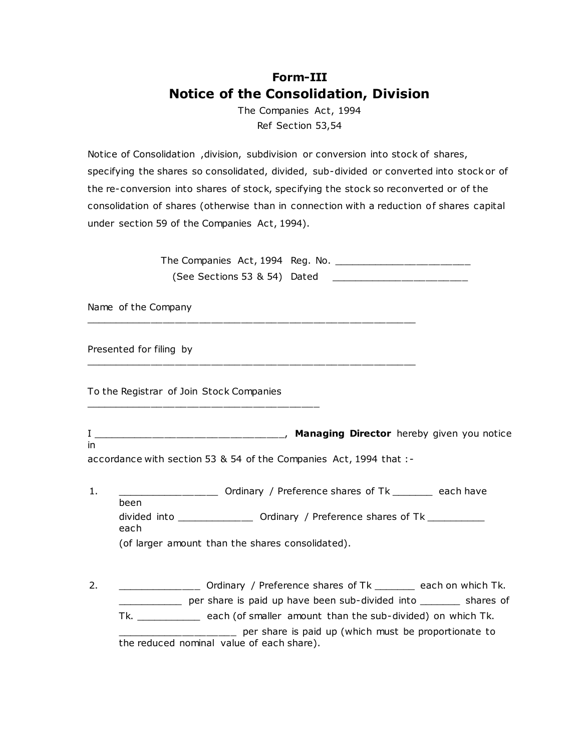# Form-III

## Notice of the Consolidation, Division

The Companies Act, 1994
Ref Section 53,54

Notice of Consolidation ,division, subdivision or conversion into stock of shares, specifying the shares so consolidated, divided, sub-divided or converted into stock or of the re-conversion into shares of stock, specifying the stock so reconverted or of the consolidation of shares (otherwise than in connection with a reduction of shares capital under section 59 of the Companies Act, 1994).

The Companies Act, 1994 Reg. No. ________________________
(See Sections 53 & 54) Dated ________________________

Name of the Company
__________________________________________________________

Presented for filing by
__________________________________________________________

To the Registrar of Join Stock Companies
_________________________________________

I __________________________________, **Managing Director** hereby given you notice in
accordance with section 53 & 54 of the Companies Act, 1994 that :-

1. _________________ Ordinary / Preference shares of Tk _______ each have been
   divided into _____________ Ordinary / Preference shares of Tk __________ each
   (of larger amount than the shares consolidated).

2. ______________ Ordinary / Preference shares of Tk _______ each on which Tk. ___________ per share is paid up have been sub-divided into _______ shares of Tk. ___________ each (of smaller amount than the sub-divided) on which Tk. ____________________ per share is paid up (which must be proportionate to the reduced nominal value of each share).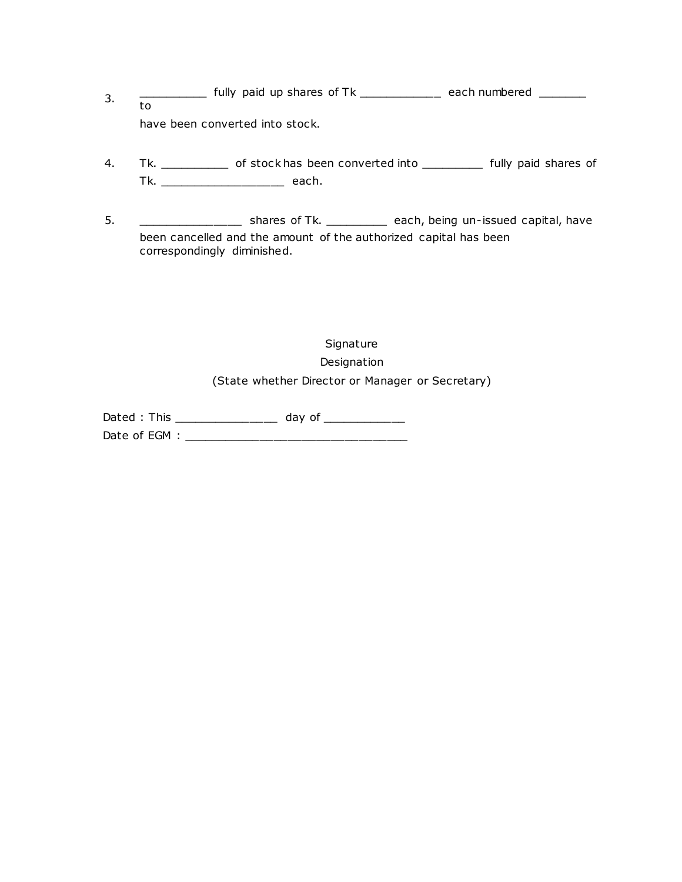3. __________ fully paid up shares of Tk ____________ each numbered _______ to
   have been converted into stock.

4. Tk. __________ of stock has been converted into _________ fully paid shares of Tk. _________________ each.

5. _______________ shares of Tk. _________ each, being un-issued capital, have been cancelled and the amount of the authorized capital has been correspondingly diminished.

Signature

Designation

(State whether Director or Manager or Secretary)

Dated : This _______________ day of ____________

Date of EGM : ________________________________